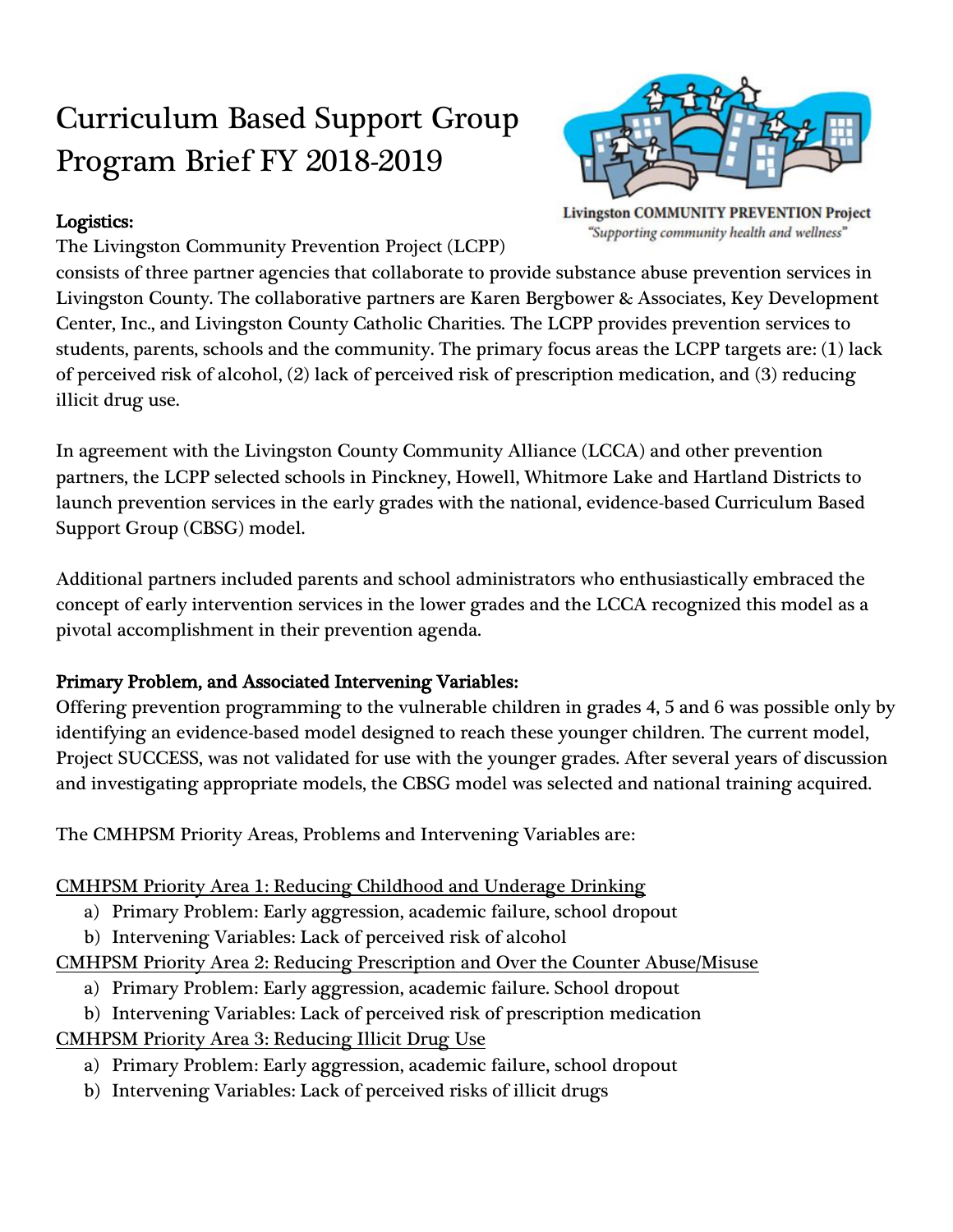# Curriculum Based Support Group Program Brief FY 2018-2019

Livingston COMMUNITY PREVENTION Project
*"Supporting community health and wellness"*

**Logistics:**

The Livingston Community Prevention Project (LCPP) consists of three partner agencies that collaborate to provide substance abuse prevention services in Livingston County. The collaborative partners are Karen Bergbower & Associates, Key Development Center, Inc., and Livingston County Catholic Charities. The LCPP provides prevention services to students, parents, schools and the community. The primary focus areas the LCPP targets are: (1) lack of perceived risk of alcohol, (2) lack of perceived risk of prescription medication, and (3) reducing illicit drug use.

In agreement with the Livingston County Community Alliance (LCCA) and other prevention partners, the LCPP selected schools in Pinckney, Howell, Whitmore Lake and Hartland Districts to launch prevention services in the early grades with the national, evidence-based Curriculum Based Support Group (CBSG) model.

Additional partners included parents and school administrators who enthusiastically embraced the concept of early intervention services in the lower grades and the LCCA recognized this model as a pivotal accomplishment in their prevention agenda.

**Primary Problem, and Associated Intervening Variables:**

Offering prevention programming to the vulnerable children in grades 4, 5 and 6 was possible only by identifying an evidence-based model designed to reach these younger children. The current model, Project SUCCESS, was not validated for use with the younger grades. After several years of discussion and investigating appropriate models, the CBSG model was selected and national training acquired.

The CMHPSM Priority Areas, Problems and Intervening Variables are:

<u>CMHPSM Priority Area 1: Reducing Childhood and Underage Drinking</u>

a) Primary Problem: Early aggression, academic failure, school dropout
b) Intervening Variables: Lack of perceived risk of alcohol

<u>CMHPSM Priority Area 2: Reducing Prescription and Over the Counter Abuse/Misuse</u>

a) Primary Problem: Early aggression, academic failure. School dropout
b) Intervening Variables: Lack of perceived risk of prescription medication

<u>CMHPSM Priority Area 3: Reducing Illicit Drug Use</u>

a) Primary Problem: Early aggression, academic failure, school dropout
b) Intervening Variables: Lack of perceived risks of illicit drugs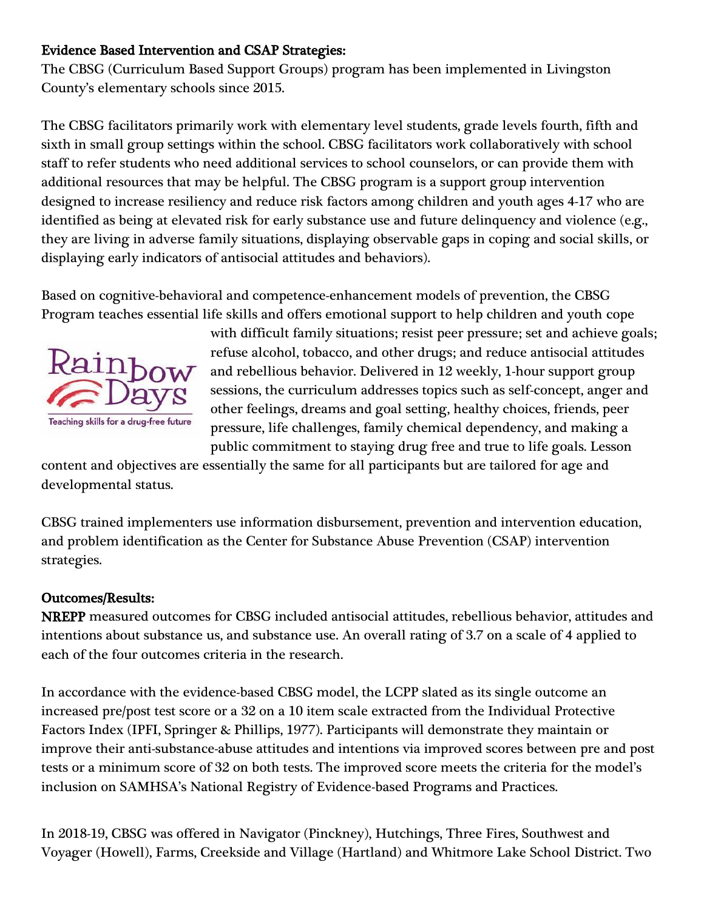**Evidence Based Intervention and CSAP Strategies:**
The CBSG (Curriculum Based Support Groups) program has been implemented in Livingston County's elementary schools since 2015.

The CBSG facilitators primarily work with elementary level students, grade levels fourth, fifth and sixth in small group settings within the school. CBSG facilitators work collaboratively with school staff to refer students who need additional services to school counselors, or can provide them with additional resources that may be helpful. The CBSG program is a support group intervention designed to increase resiliency and reduce risk factors among children and youth ages 4-17 who are identified as being at elevated risk for early substance use and future delinquency and violence (e.g., they are living in adverse family situations, displaying observable gaps in coping and social skills, or displaying early indicators of antisocial attitudes and behaviors).

Based on cognitive-behavioral and competence-enhancement models of prevention, the CBSG Program teaches essential life skills and offers emotional support to help children and youth cope with difficult family situations; resist peer pressure; set and achieve goals; refuse alcohol, tobacco, and other drugs; and reduce antisocial attitudes and rebellious behavior. Delivered in 12 weekly, 1-hour support group sessions, the curriculum addresses topics such as self-concept, anger and other feelings, dreams and goal setting, healthy choices, friends, peer pressure, life challenges, family chemical dependency, and making a public commitment to staying drug free and true to life goals. Lesson content and objectives are essentially the same for all participants but are tailored for age and developmental status.

CBSG trained implementers use information disbursement, prevention and intervention education, and problem identification as the Center for Substance Abuse Prevention (CSAP) intervention strategies.

**Outcomes/Results:**
**NREPP** measured outcomes for CBSG included antisocial attitudes, rebellious behavior, attitudes and intentions about substance us, and substance use. An overall rating of 3.7 on a scale of 4 applied to each of the four outcomes criteria in the research.

In accordance with the evidence-based CBSG model, the LCPP slated as its single outcome an increased pre/post test score or a 32 on a 10 item scale extracted from the Individual Protective Factors Index (IPFI, Springer & Phillips, 1977). Participants will demonstrate they maintain or improve their anti-substance-abuse attitudes and intentions via improved scores between pre and post tests or a minimum score of 32 on both tests. The improved score meets the criteria for the model's inclusion on SAMHSA's National Registry of Evidence-based Programs and Practices.

In 2018-19, CBSG was offered in Navigator (Pinckney), Hutchings, Three Fires, Southwest and Voyager (Howell), Farms, Creekside and Village (Hartland) and Whitmore Lake School District. Two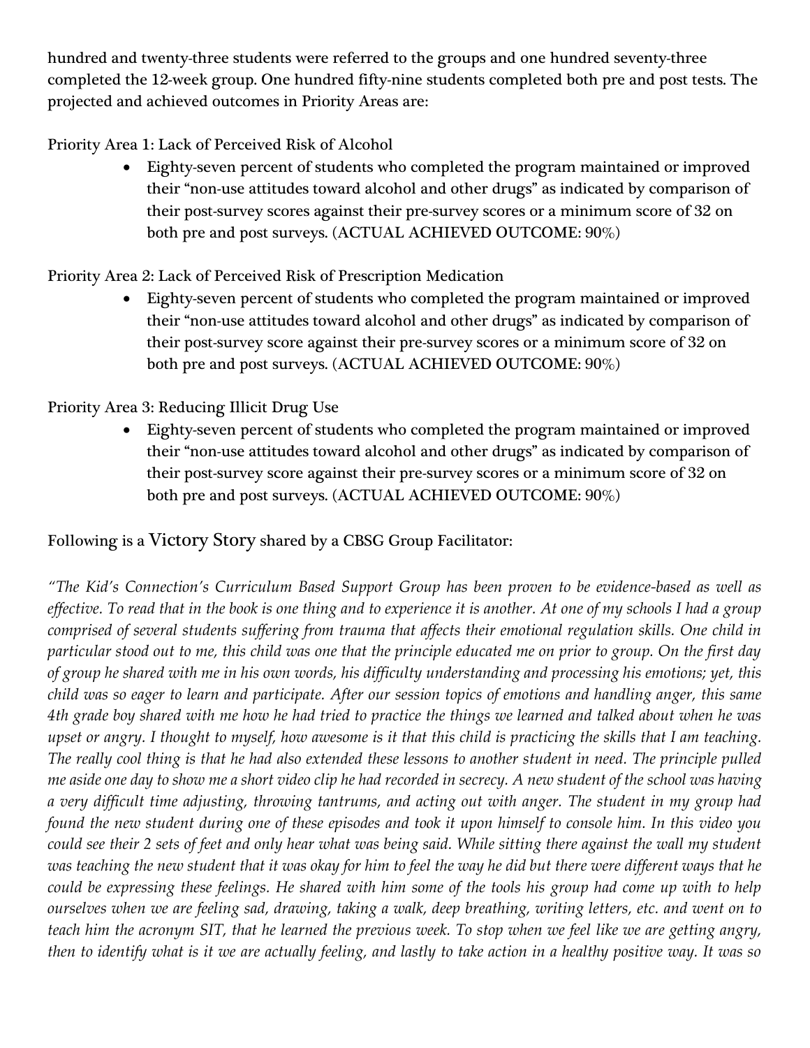hundred and twenty-three students were referred to the groups and one hundred seventy-three completed the 12-week group. One hundred fifty-nine students completed both pre and post tests. The projected and achieved outcomes in Priority Areas are:

Priority Area 1: Lack of Perceived Risk of Alcohol

- Eighty-seven percent of students who completed the program maintained or improved their "non-use attitudes toward alcohol and other drugs" as indicated by comparison of their post-survey scores against their pre-survey scores or a minimum score of 32 on both pre and post surveys. (ACTUAL ACHIEVED OUTCOME: 90%)

Priority Area 2: Lack of Perceived Risk of Prescription Medication

- Eighty-seven percent of students who completed the program maintained or improved their "non-use attitudes toward alcohol and other drugs" as indicated by comparison of their post-survey score against their pre-survey scores or a minimum score of 32 on both pre and post surveys. (ACTUAL ACHIEVED OUTCOME: 90%)

Priority Area 3: Reducing Illicit Drug Use

- Eighty-seven percent of students who completed the program maintained or improved their "non-use attitudes toward alcohol and other drugs" as indicated by comparison of their post-survey score against their pre-survey scores or a minimum score of 32 on both pre and post surveys. (ACTUAL ACHIEVED OUTCOME: 90%)

Following is a Victory Story shared by a CBSG Group Facilitator:

*"The Kid's Connection's Curriculum Based Support Group has been proven to be evidence-based as well as effective. To read that in the book is one thing and to experience it is another. At one of my schools I had a group comprised of several students suffering from trauma that affects their emotional regulation skills. One child in particular stood out to me, this child was one that the principle educated me on prior to group. On the first day of group he shared with me in his own words, his difficulty understanding and processing his emotions; yet, this child was so eager to learn and participate. After our session topics of emotions and handling anger, this same 4th grade boy shared with me how he had tried to practice the things we learned and talked about when he was upset or angry. I thought to myself, how awesome is it that this child is practicing the skills that I am teaching. The really cool thing is that he had also extended these lessons to another student in need. The principle pulled me aside one day to show me a short video clip he had recorded in secrecy. A new student of the school was having a very difficult time adjusting, throwing tantrums, and acting out with anger. The student in my group had found the new student during one of these episodes and took it upon himself to console him. In this video you could see their 2 sets of feet and only hear what was being said. While sitting there against the wall my student was teaching the new student that it was okay for him to feel the way he did but there were different ways that he could be expressing these feelings. He shared with him some of the tools his group had come up with to help ourselves when we are feeling sad, drawing, taking a walk, deep breathing, writing letters, etc. and went on to teach him the acronym SIT, that he learned the previous week. To stop when we feel like we are getting angry, then to identify what is it we are actually feeling, and lastly to take action in a healthy positive way. It was so*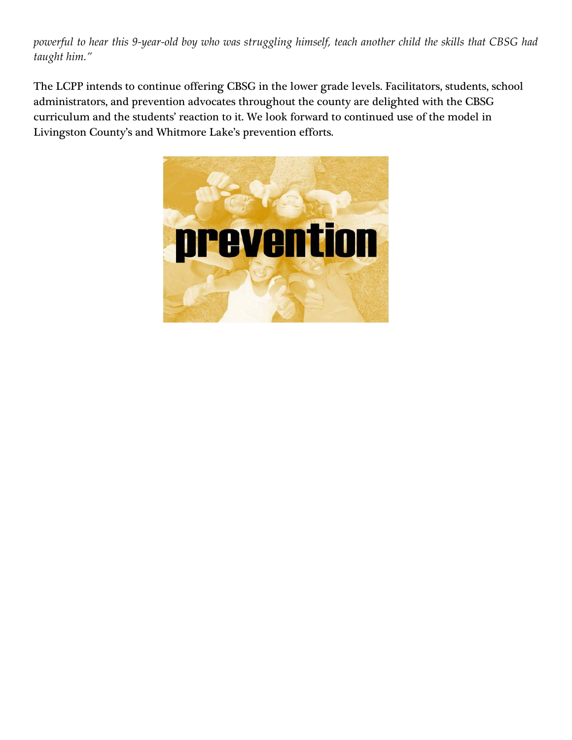*powerful to hear this 9-year-old boy who was struggling himself, teach another child the skills that CBSG had taught him."*

The LCPP intends to continue offering CBSG in the lower grade levels. Facilitators, students, school administrators, and prevention advocates throughout the county are delighted with the CBSG curriculum and the students' reaction to it. We look forward to continued use of the model in Livingston County's and Whitmore Lake's prevention efforts.